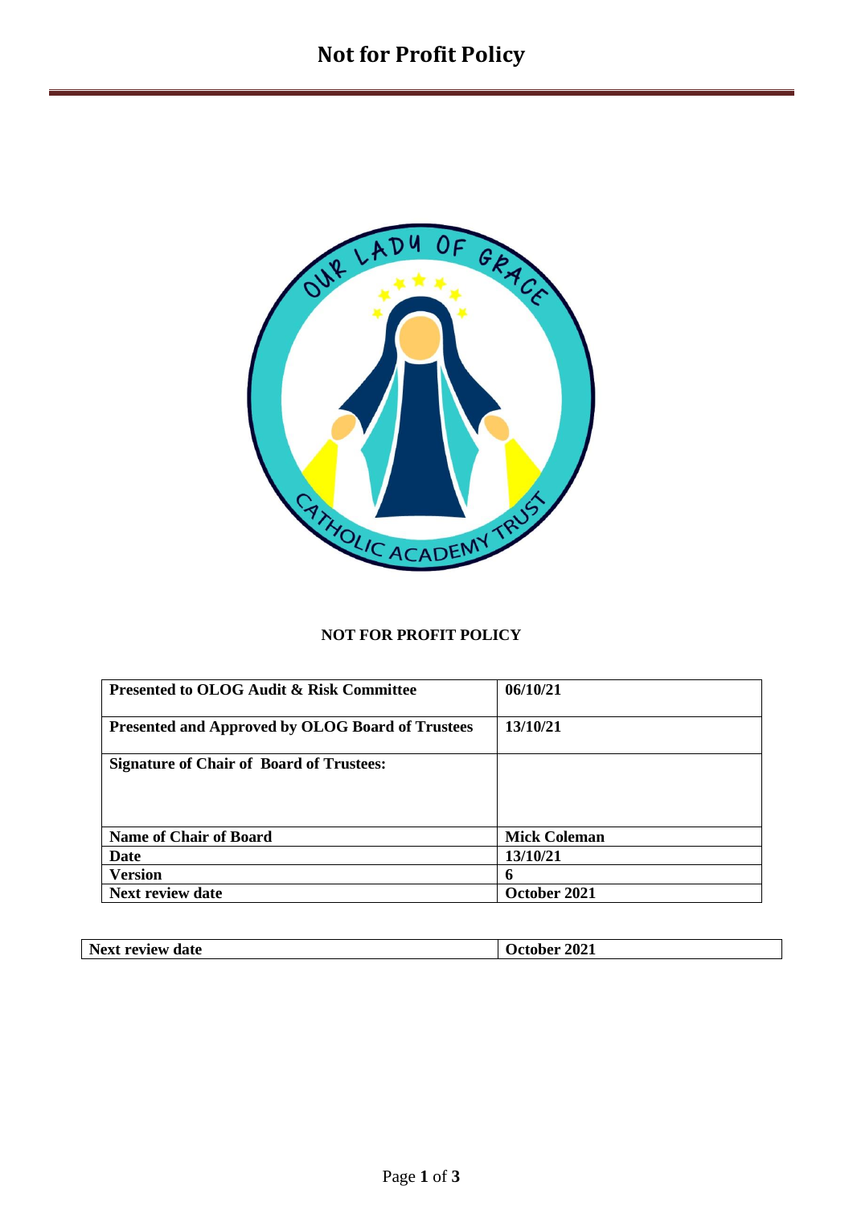# Not for Profit Policy

**NOT FOR PROFIT POLICY**

| **Presented to OLOG Audit & Risk Committee** | **06/10/21** |
|---|---|
| **Presented and Approved by OLOG Board of Trustees** | **13/10/21** |
| **Signature of Chair of Board of Trustees:** | |
| **Name of Chair of Board** | **Mick Coleman** |
| **Date** | **13/10/21** |
| **Version** | **6** |
| **Next review date** | **October 2021** |

| **Next review date** | **October 2021** |
|---|---|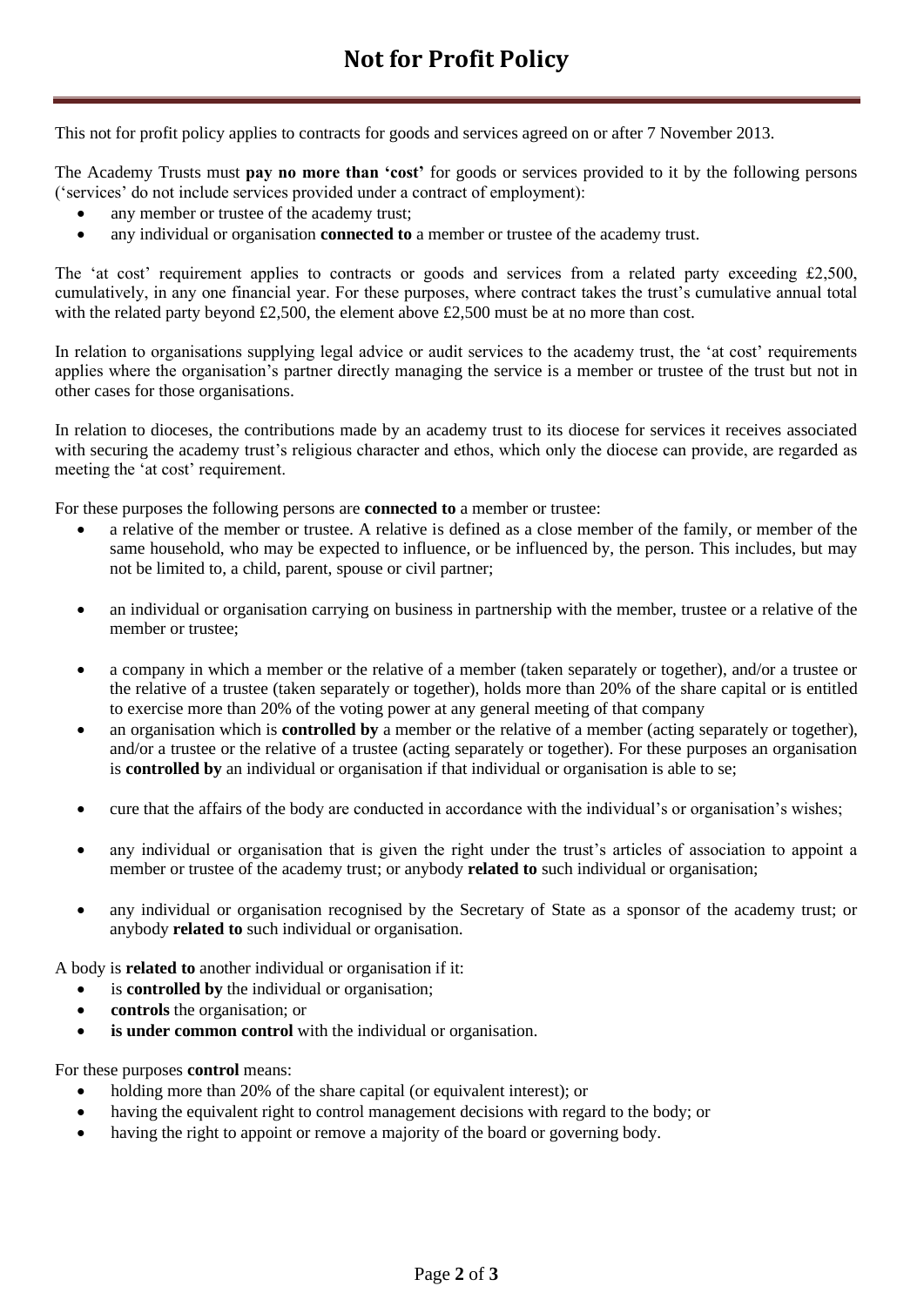# Not for Profit Policy

This not for profit policy applies to contracts for goods and services agreed on or after 7 November 2013.

The Academy Trusts must **pay no more than 'cost'** for goods or services provided to it by the following persons ('services' do not include services provided under a contract of employment):

- any member or trustee of the academy trust;
- any individual or organisation **connected to** a member or trustee of the academy trust.

The 'at cost' requirement applies to contracts or goods and services from a related party exceeding £2,500, cumulatively, in any one financial year. For these purposes, where contract takes the trust's cumulative annual total with the related party beyond £2,500, the element above £2,500 must be at no more than cost.

In relation to organisations supplying legal advice or audit services to the academy trust, the 'at cost' requirements applies where the organisation's partner directly managing the service is a member or trustee of the trust but not in other cases for those organisations.

In relation to dioceses, the contributions made by an academy trust to its diocese for services it receives associated with securing the academy trust's religious character and ethos, which only the diocese can provide, are regarded as meeting the 'at cost' requirement.

For these purposes the following persons are **connected to** a member or trustee:

- a relative of the member or trustee. A relative is defined as a close member of the family, or member of the same household, who may be expected to influence, or be influenced by, the person. This includes, but may not be limited to, a child, parent, spouse or civil partner;
- an individual or organisation carrying on business in partnership with the member, trustee or a relative of the member or trustee;
- a company in which a member or the relative of a member (taken separately or together), and/or a trustee or the relative of a trustee (taken separately or together), holds more than 20% of the share capital or is entitled to exercise more than 20% of the voting power at any general meeting of that company
- an organisation which is **controlled by** a member or the relative of a member (acting separately or together), and/or a trustee or the relative of a trustee (acting separately or together). For these purposes an organisation is **controlled by** an individual or organisation if that individual or organisation is able to se;
- cure that the affairs of the body are conducted in accordance with the individual's or organisation's wishes;
- any individual or organisation that is given the right under the trust's articles of association to appoint a member or trustee of the academy trust; or anybody **related to** such individual or organisation;
- any individual or organisation recognised by the Secretary of State as a sponsor of the academy trust; or anybody **related to** such individual or organisation.

A body is **related to** another individual or organisation if it:

- is **controlled by** the individual or organisation;
- **controls** the organisation; or
- **is under common control** with the individual or organisation.

For these purposes **control** means:

- holding more than 20% of the share capital (or equivalent interest); or
- having the equivalent right to control management decisions with regard to the body; or
- having the right to appoint or remove a majority of the board or governing body.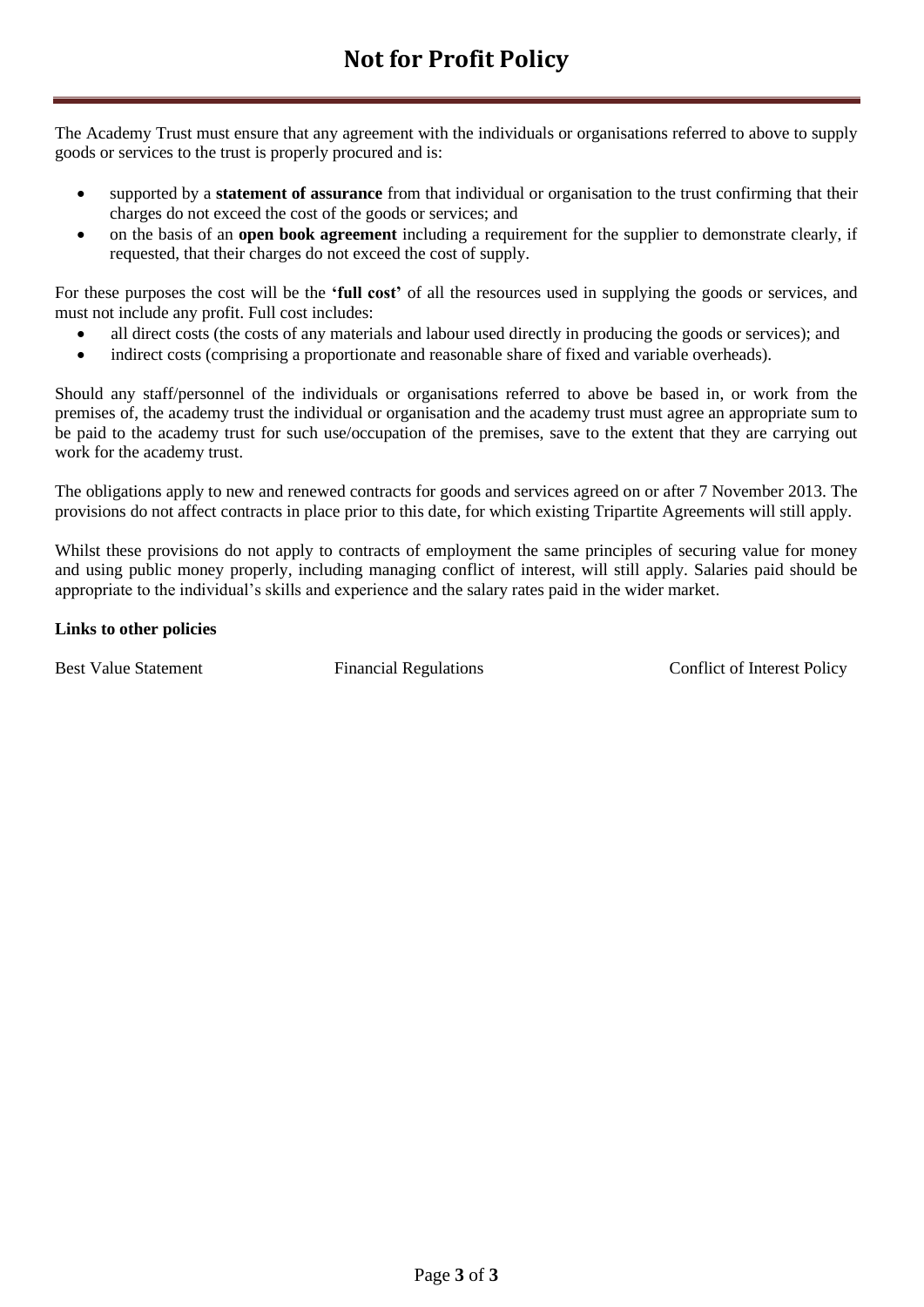# Not for Profit Policy

The Academy Trust must ensure that any agreement with the individuals or organisations referred to above to supply goods or services to the trust is properly procured and is:

- supported by a **statement of assurance** from that individual or organisation to the trust confirming that their charges do not exceed the cost of the goods or services; and
- on the basis of an **open book agreement** including a requirement for the supplier to demonstrate clearly, if requested, that their charges do not exceed the cost of supply.

For these purposes the cost will be the **'full cost'** of all the resources used in supplying the goods or services, and must not include any profit. Full cost includes:

- all direct costs (the costs of any materials and labour used directly in producing the goods or services); and
- indirect costs (comprising a proportionate and reasonable share of fixed and variable overheads).

Should any staff/personnel of the individuals or organisations referred to above be based in, or work from the premises of, the academy trust the individual or organisation and the academy trust must agree an appropriate sum to be paid to the academy trust for such use/occupation of the premises, save to the extent that they are carrying out work for the academy trust.

The obligations apply to new and renewed contracts for goods and services agreed on or after 7 November 2013. The provisions do not affect contracts in place prior to this date, for which existing Tripartite Agreements will still apply.

Whilst these provisions do not apply to contracts of employment the same principles of securing value for money and using public money properly, including managing conflict of interest, will still apply. Salaries paid should be appropriate to the individual's skills and experience and the salary rates paid in the wider market.

**Links to other policies**

Best Value Statement

Financial Regulations

Conflict of Interest Policy